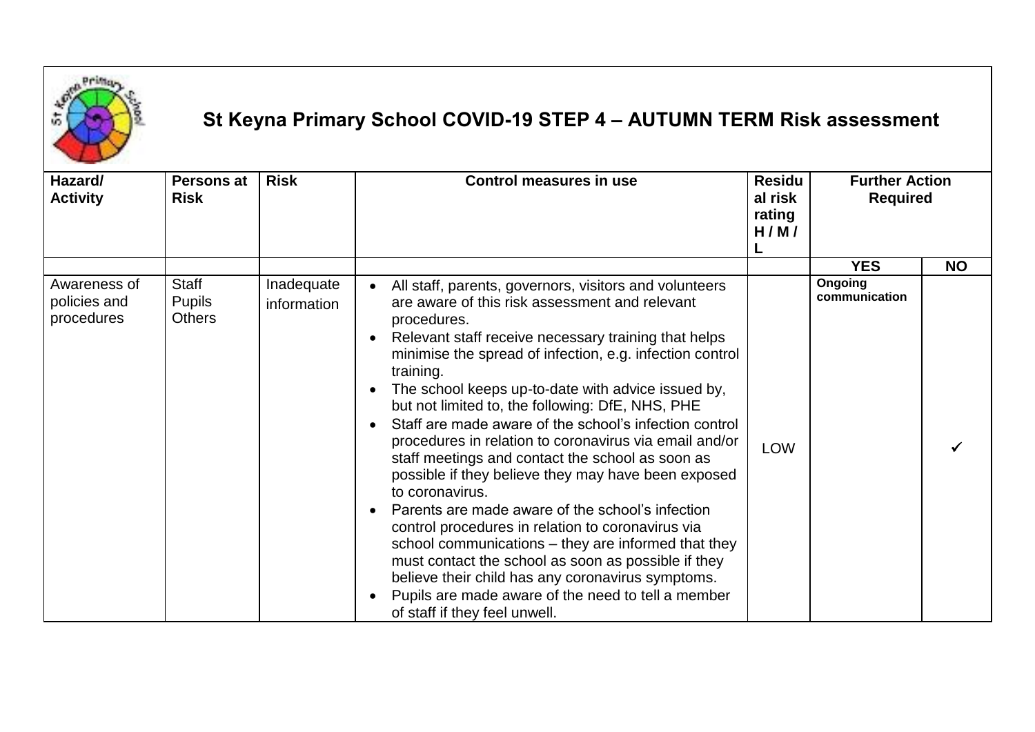# St Keyna Primary School COVID-19 STEP 4 – AUTUMN TERM Risk assessment

| Hazard/ Activity | Persons at Risk | Risk | Control measures in use | Residual risk rating H / M / L | Further Action Required | |
|---|---|---|---|---|---|---|
| | | | | | YES | NO |
| Awareness of policies and procedures | Staff<br>Pupils<br>Others | Inadequate information | • All staff, parents, governors, visitors and volunteers are aware of this risk assessment and relevant procedures.<br>• Relevant staff receive necessary training that helps minimise the spread of infection, e.g. infection control training.<br>• The school keeps up-to-date with advice issued by, but not limited to, the following: DfE, NHS, PHE<br>• Staff are made aware of the school's infection control procedures in relation to coronavirus via email and/or staff meetings and contact the school as soon as possible if they believe they may have been exposed to coronavirus.<br>• Parents are made aware of the school's infection control procedures in relation to coronavirus via school communications – they are informed that they must contact the school as soon as possible if they believe their child has any coronavirus symptoms.<br>• Pupils are made aware of the need to tell a member of staff if they feel unwell. | LOW | Ongoing communication | ✓ |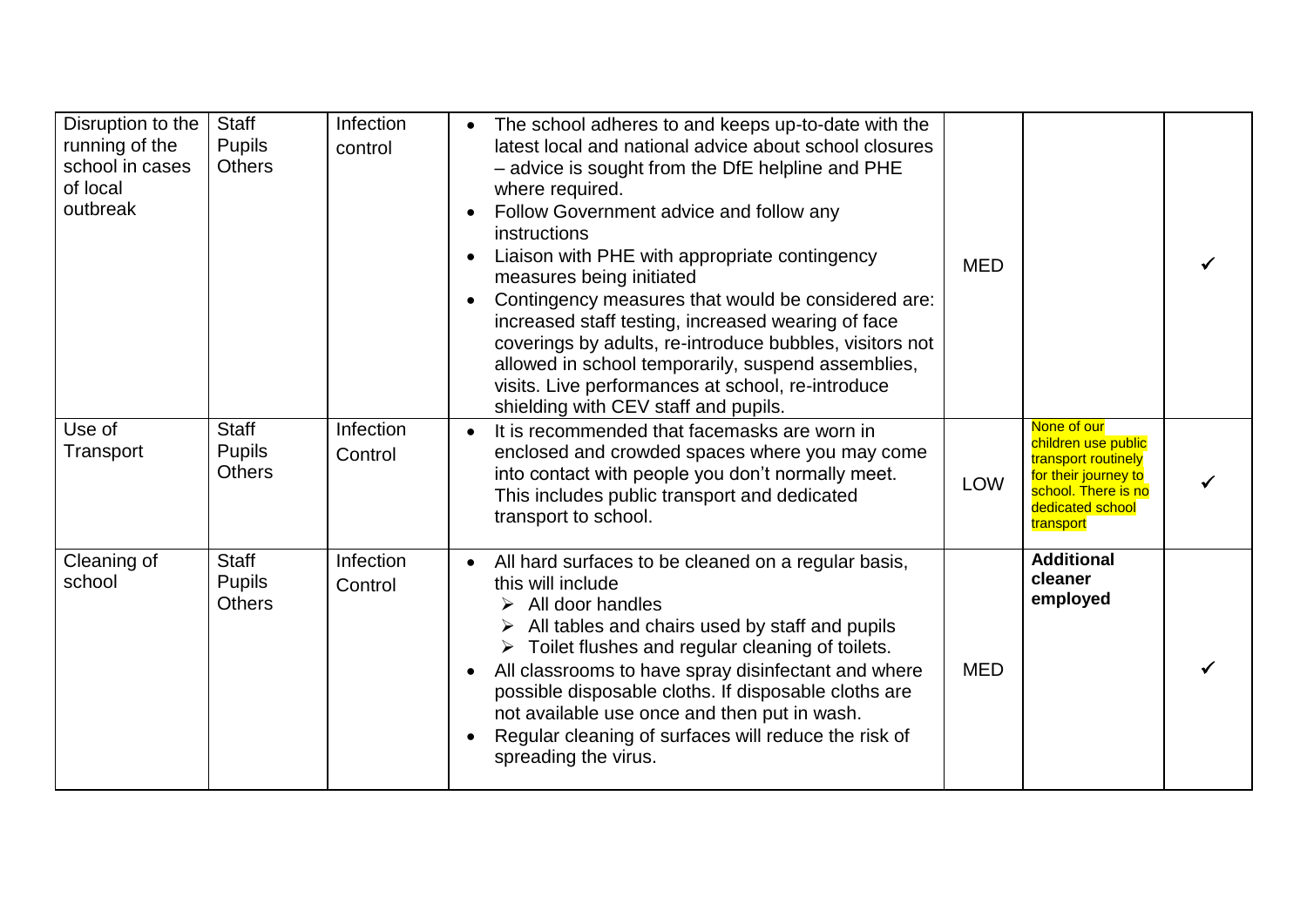| Disruption to the running of the school in cases of local outbreak | Staff<br>Pupils<br>Others | Infection control | • The school adheres to and keeps up-to-date with the latest local and national advice about school closures – advice is sought from the DfE helpline and PHE where required.<br>• Follow Government advice and follow any instructions<br>• Liaison with PHE with appropriate contingency measures being initiated<br>• Contingency measures that would be considered are: increased staff testing, increased wearing of face coverings by adults, re-introduce bubbles, visitors not allowed in school temporarily, suspend assemblies, visits. Live performances at school, re-introduce shielding with CEV staff and pupils. | MED | | ✓ |
|---|---|---|---|---|---|---|
| Use of Transport | Staff<br>Pupils<br>Others | Infection Control | • It is recommended that facemasks are worn in enclosed and crowded spaces where you may come into contact with people you don't normally meet. This includes public transport and dedicated transport to school. | LOW | None of our children use public transport routinely for their journey to school. There is no dedicated school transport | ✓ |
| Cleaning of school | Staff<br>Pupils<br>Others | Infection Control | • All hard surfaces to be cleaned on a regular basis, this will include<br>➢ All door handles<br>➢ All tables and chairs used by staff and pupils<br>➢ Toilet flushes and regular cleaning of toilets.<br>• All classrooms to have spray disinfectant and where possible disposable cloths. If disposable cloths are not available use once and then put in wash.<br>• Regular cleaning of surfaces will reduce the risk of spreading the virus. | MED | **Additional cleaner employed** | ✓ |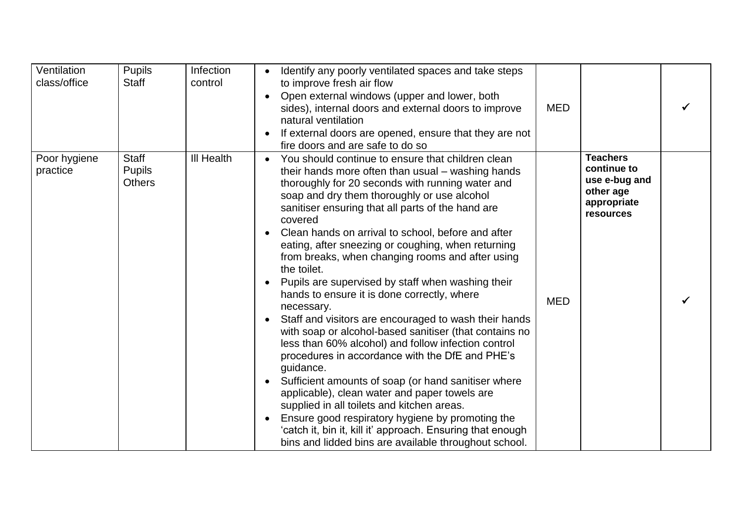| | | | | | | |
|---|---|---|---|---|---|---|
| Ventilation class/office | Pupils<br>Staff | Infection control | • Identify any poorly ventilated spaces and take steps to improve fresh air flow<br>• Open external windows (upper and lower, both sides), internal doors and external doors to improve natural ventilation<br>• If external doors are opened, ensure that they are not fire doors and are safe to do so | MED | | ✓ |
| Poor hygiene practice | Staff<br>Pupils<br>Others | Ill Health | • You should continue to ensure that children clean their hands more often than usual – washing hands thoroughly for 20 seconds with running water and soap and dry them thoroughly or use alcohol sanitiser ensuring that all parts of the hand are covered<br>• Clean hands on arrival to school, before and after eating, after sneezing or coughing, when returning from breaks, when changing rooms and after using the toilet.<br>• Pupils are supervised by staff when washing their hands to ensure it is done correctly, where necessary.<br>• Staff and visitors are encouraged to wash their hands with soap or alcohol-based sanitiser (that contains no less than 60% alcohol) and follow infection control procedures in accordance with the DfE and PHE's guidance.<br>• Sufficient amounts of soap (or hand sanitiser where applicable), clean water and paper towels are supplied in all toilets and kitchen areas.<br>• Ensure good respiratory hygiene by promoting the 'catch it, bin it, kill it' approach. Ensuring that enough bins and lidded bins are available throughout school. | MED | **Teachers continue to use e-bug and other age appropriate resources** | ✓ |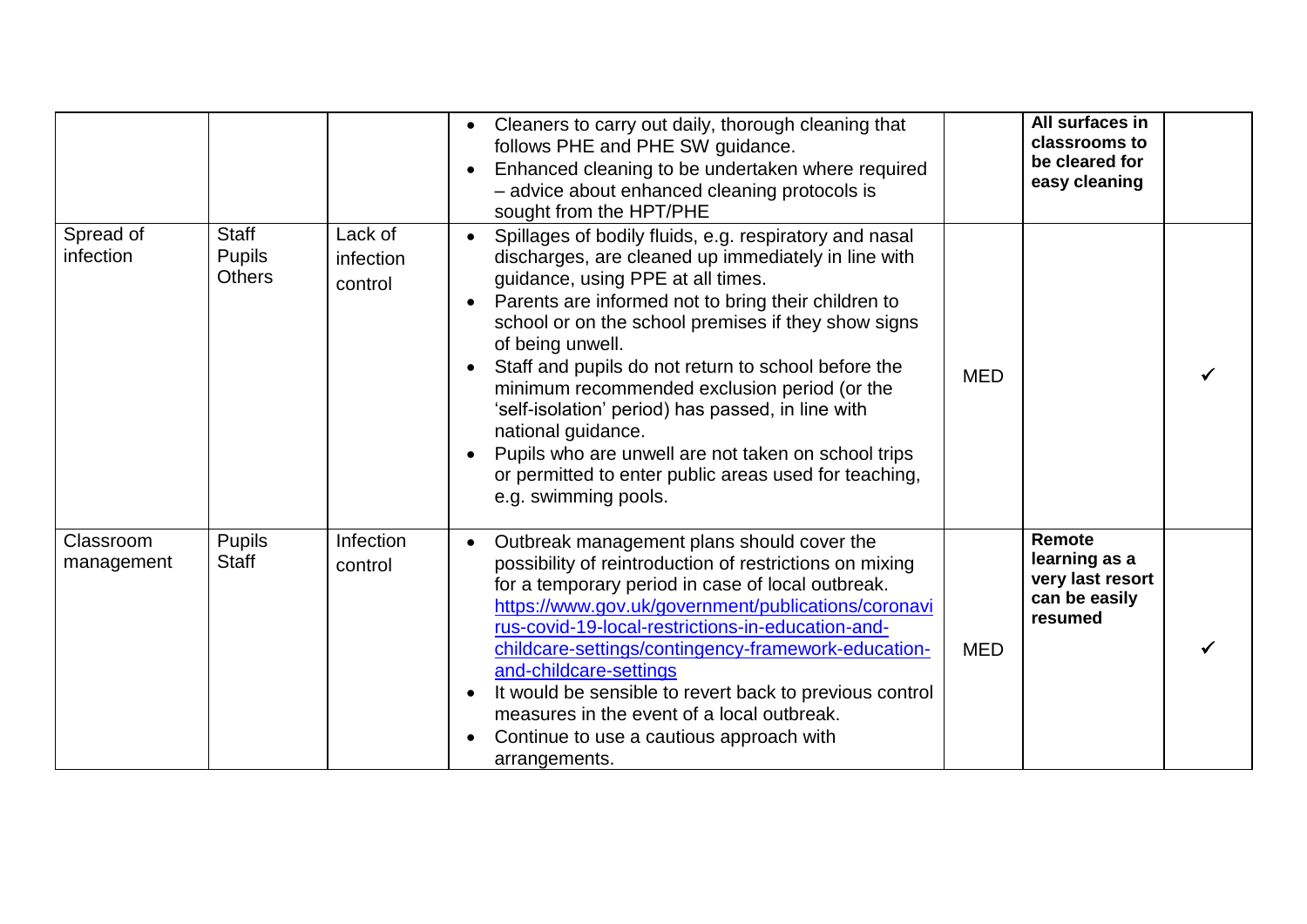| | | | | | | |
|---|---|---|---|---|---|---|
| | | | • Cleaners to carry out daily, thorough cleaning that follows PHE and PHE SW guidance.<br>• Enhanced cleaning to be undertaken where required – advice about enhanced cleaning protocols is sought from the HPT/PHE | | **All surfaces in classrooms to be cleared for easy cleaning** | |
| Spread of infection | Staff<br>Pupils<br>Others | Lack of infection control | • Spillages of bodily fluids, e.g. respiratory and nasal discharges, are cleaned up immediately in line with guidance, using PPE at all times.<br>• Parents are informed not to bring their children to school or on the school premises if they show signs of being unwell.<br>• Staff and pupils do not return to school before the minimum recommended exclusion period (or the 'self-isolation' period) has passed, in line with national guidance.<br>• Pupils who are unwell are not taken on school trips or permitted to enter public areas used for teaching, e.g. swimming pools. | MED | | ✓ |
| Classroom management | Pupils<br>Staff | Infection control | • Outbreak management plans should cover the possibility of reintroduction of restrictions on mixing for a temporary period in case of local outbreak. https://www.gov.uk/government/publications/coronavirus-covid-19-local-restrictions-in-education-and-childcare-settings/contingency-framework-education-and-childcare-settings<br>• It would be sensible to revert back to previous control measures in the event of a local outbreak.<br>• Continue to use a cautious approach with arrangements. | MED | **Remote learning as a very last resort can be easily resumed** | ✓ |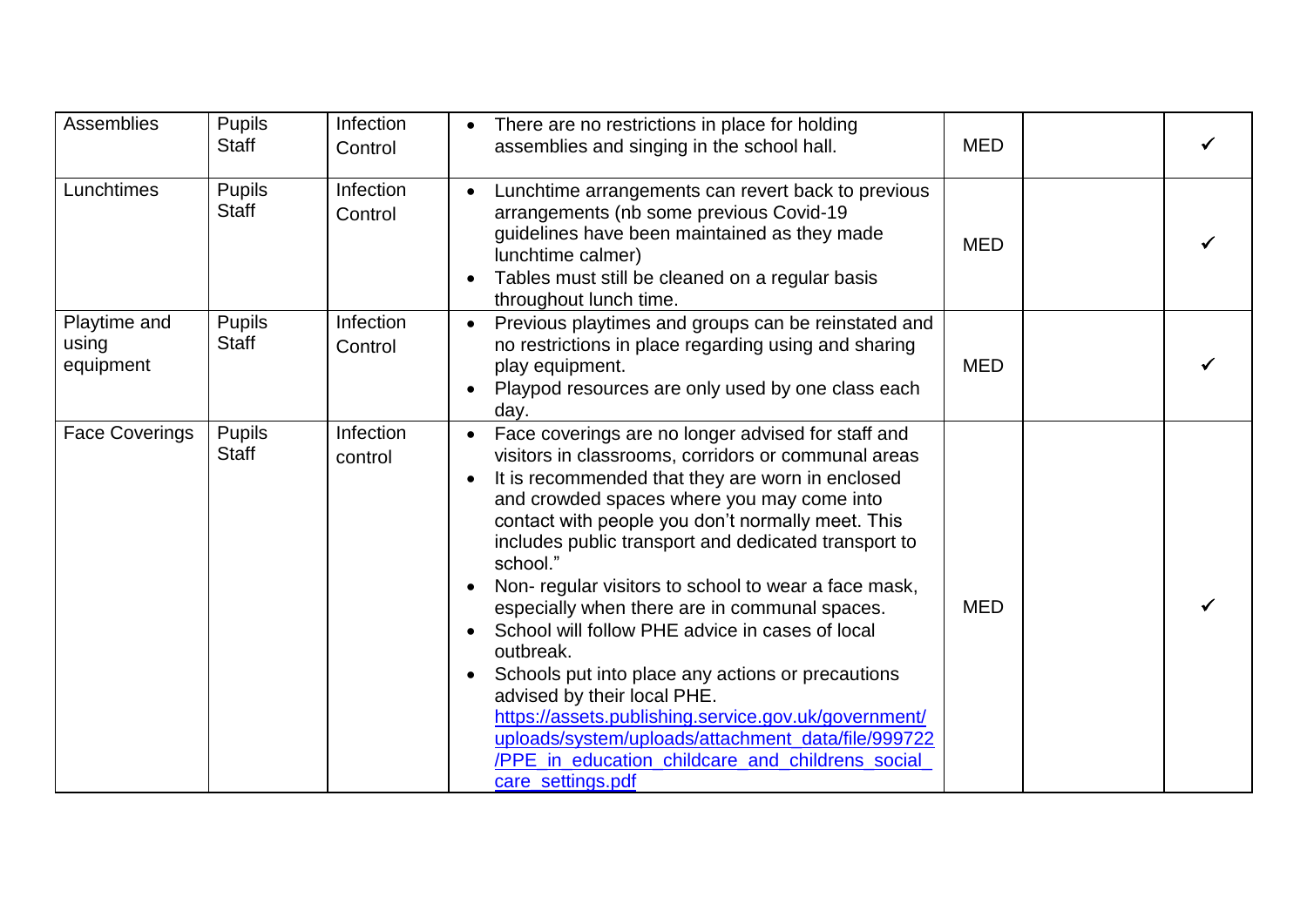| | | | | | | |
|---|---|---|---|---|---|---|
| Assemblies | Pupils<br>Staff | Infection Control | • There are no restrictions in place for holding assemblies and singing in the school hall. | MED | | ✓ |
| Lunchtimes | Pupils<br>Staff | Infection Control | • Lunchtime arrangements can revert back to previous arrangements (nb some previous Covid-19 guidelines have been maintained as they made lunchtime calmer)<br>• Tables must still be cleaned on a regular basis throughout lunch time. | MED | | ✓ |
| Playtime and using equipment | Pupils<br>Staff | Infection Control | • Previous playtimes and groups can be reinstated and no restrictions in place regarding using and sharing play equipment.<br>• Playpod resources are only used by one class each day. | MED | | ✓ |
| Face Coverings | Pupils<br>Staff | Infection control | • Face coverings are no longer advised for staff and visitors in classrooms, corridors or communal areas<br>• It is recommended that they are worn in enclosed and crowded spaces where you may come into contact with people you don't normally meet. This includes public transport and dedicated transport to school."<br>• Non- regular visitors to school to wear a face mask, especially when there are in communal spaces.<br>• School will follow PHE advice in cases of local outbreak.<br>• Schools put into place any actions or precautions advised by their local PHE. [https://assets.publishing.service.gov.uk/government/uploads/system/uploads/attachment_data/file/999722/PPE_in_education_childcare_and_childrens_social_care_settings.pdf](https://assets.publishing.service.gov.uk/government/uploads/system/uploads/attachment_data/file/999722/PPE_in_education_childcare_and_childrens_social_care_settings.pdf) | MED | | ✓ |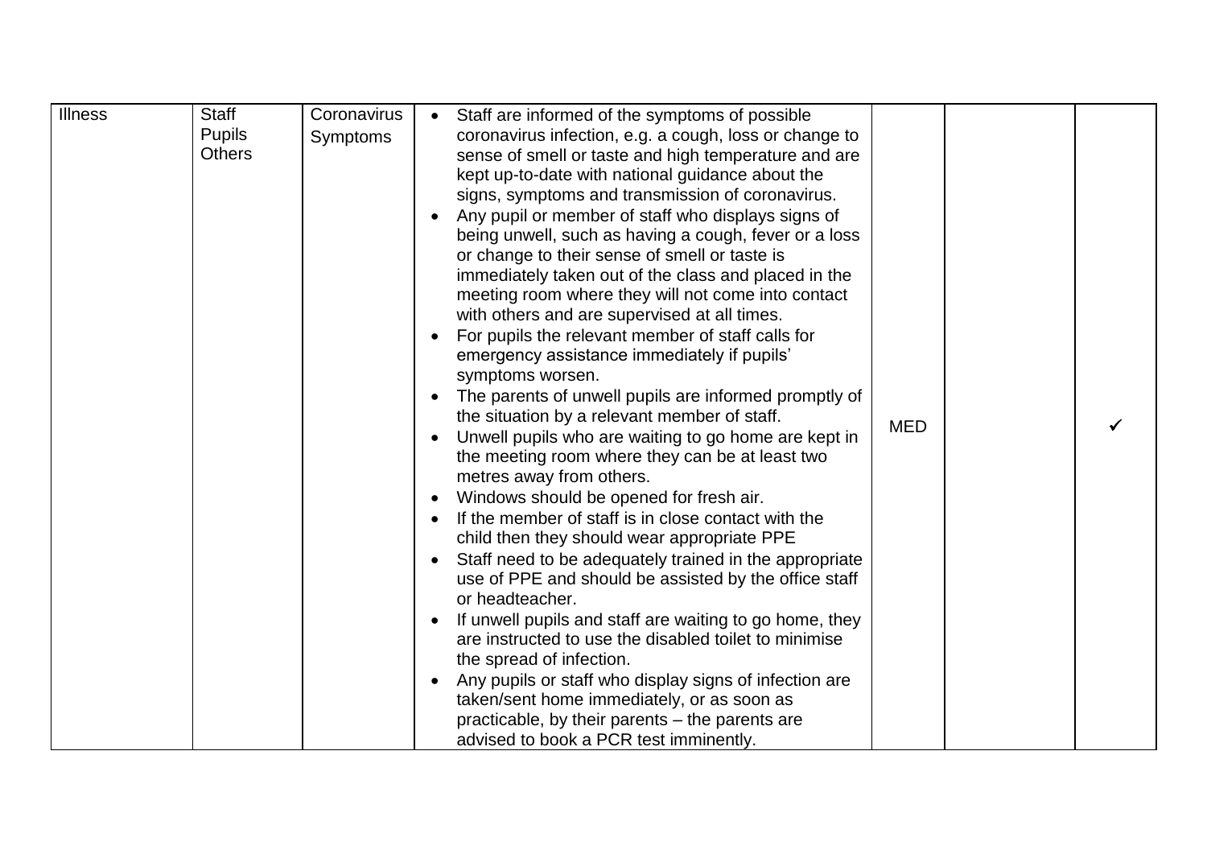| Illness | Staff<br>Pupils<br>Others | Coronavirus Symptoms | • Staff are informed of the symptoms of possible coronavirus infection, e.g. a cough, loss or change to sense of smell or taste and high temperature and are kept up-to-date with national guidance about the signs, symptoms and transmission of coronavirus.<br>• Any pupil or member of staff who displays signs of being unwell, such as having a cough, fever or a loss or change to their sense of smell or taste is immediately taken out of the class and placed in the meeting room where they will not come into contact with others and are supervised at all times.<br>• For pupils the relevant member of staff calls for emergency assistance immediately if pupils' symptoms worsen.<br>• The parents of unwell pupils are informed promptly of the situation by a relevant member of staff.<br>• Unwell pupils who are waiting to go home are kept in the meeting room where they can be at least two metres away from others.<br>• Windows should be opened for fresh air.<br>• If the member of staff is in close contact with the child then they should wear appropriate PPE<br>• Staff need to be adequately trained in the appropriate use of PPE and should be assisted by the office staff or headteacher.<br>• If unwell pupils and staff are waiting to go home, they are instructed to use the disabled toilet to minimise the spread of infection.<br>• Any pupils or staff who display signs of infection are taken/sent home immediately, or as soon as practicable, by their parents – the parents are advised to book a PCR test imminently. | MED | | ✓ |
|---|---|---|---|---|---|---|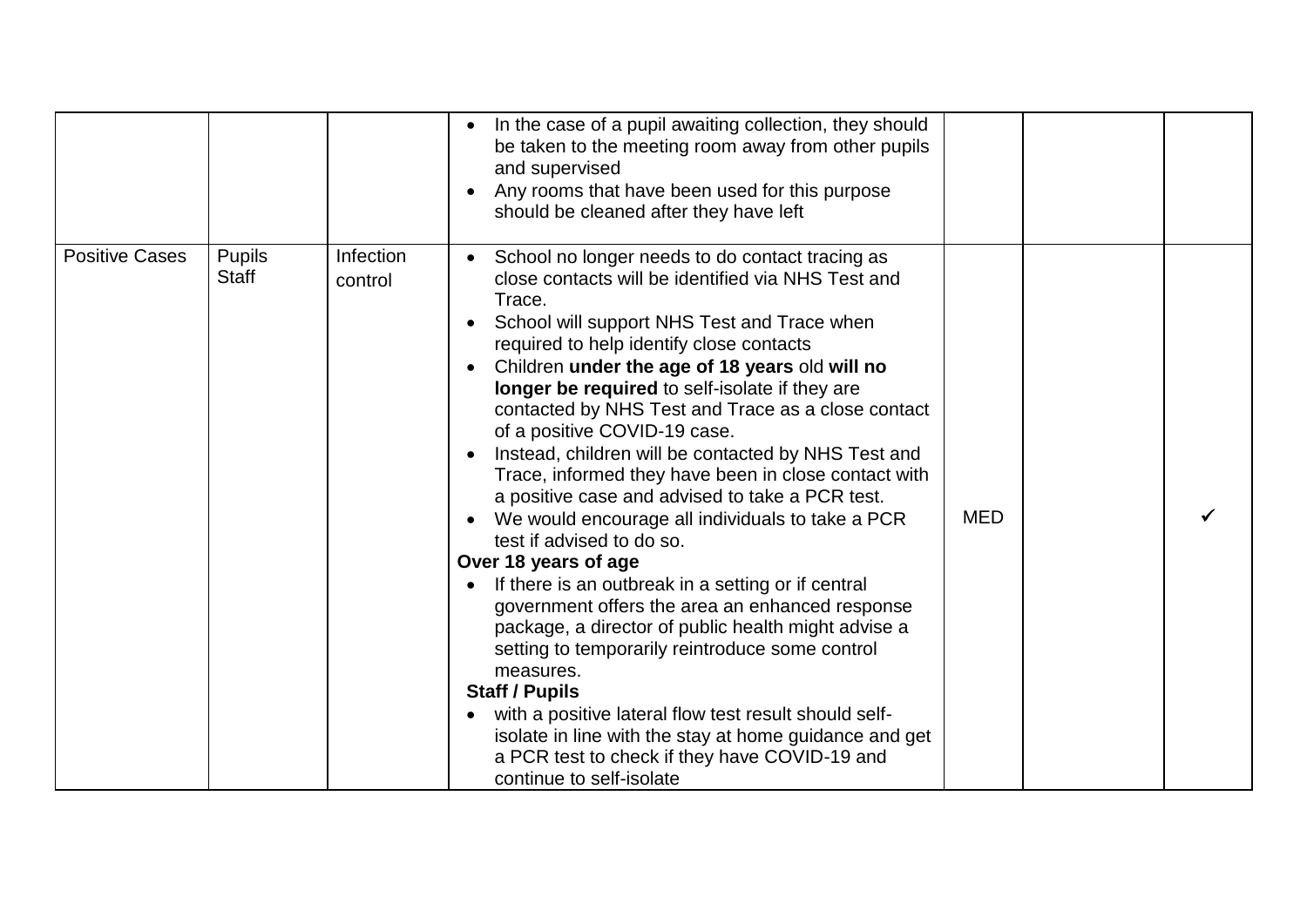| | | | | | | |
|---|---|---|---|---|---|---|
| | | | • In the case of a pupil awaiting collection, they should be taken to the meeting room away from other pupils and supervised<br>• Any rooms that have been used for this purpose should be cleaned after they have left | | | |
| Positive Cases | Pupils<br>Staff | Infection control | • School no longer needs to do contact tracing as close contacts will be identified via NHS Test and Trace.<br>• School will support NHS Test and Trace when required to help identify close contacts<br>• Children **under the age of 18 years** old **will no longer be required** to self-isolate if they are contacted by NHS Test and Trace as a close contact of a positive COVID-19 case.<br>• Instead, children will be contacted by NHS Test and Trace, informed they have been in close contact with a positive case and advised to take a PCR test.<br>• We would encourage all individuals to take a PCR test if advised to do so.<br>**Over 18 years of age**<br>• If there is an outbreak in a setting or if central government offers the area an enhanced response package, a director of public health might advise a setting to temporarily reintroduce some control measures.<br>**Staff / Pupils**<br>• with a positive lateral flow test result should self-isolate in line with the stay at home guidance and get a PCR test to check if they have COVID-19 and continue to self-isolate | MED | | ✓ |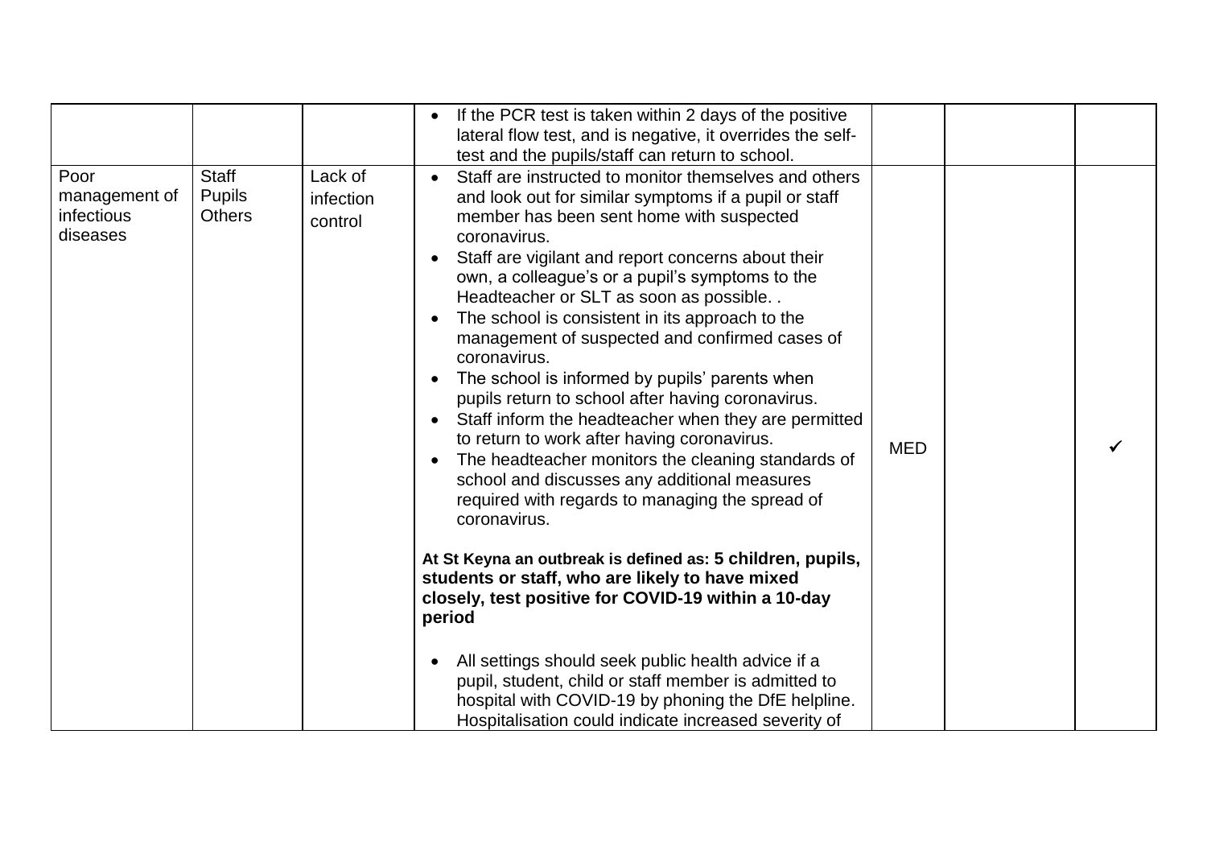| | | | | | | |
|---|---|---|---|---|---|---|
| | | | • If the PCR test is taken within 2 days of the positive lateral flow test, and is negative, it overrides the self-test and the pupils/staff can return to school. | | | |
| Poor management of infectious diseases | Staff<br>Pupils<br>Others | Lack of infection control | • Staff are instructed to monitor themselves and others and look out for similar symptoms if a pupil or staff member has been sent home with suspected coronavirus.<br>• Staff are vigilant and report concerns about their own, a colleague's or a pupil's symptoms to the Headteacher or SLT as soon as possible. .<br>• The school is consistent in its approach to the management of suspected and confirmed cases of coronavirus.<br>• The school is informed by pupils' parents when pupils return to school after having coronavirus.<br>• Staff inform the headteacher when they are permitted to return to work after having coronavirus.<br>• The headteacher monitors the cleaning standards of school and discusses any additional measures required with regards to managing the spread of coronavirus.<br><br>**At St Keyna an outbreak is defined as: 5 children, pupils, students or staff, who are likely to have mixed closely, test positive for COVID-19 within a 10-day period**<br><br>• All settings should seek public health advice if a pupil, student, child or staff member is admitted to hospital with COVID-19 by phoning the DfE helpline. Hospitalisation could indicate increased severity of | MED | | ✓ |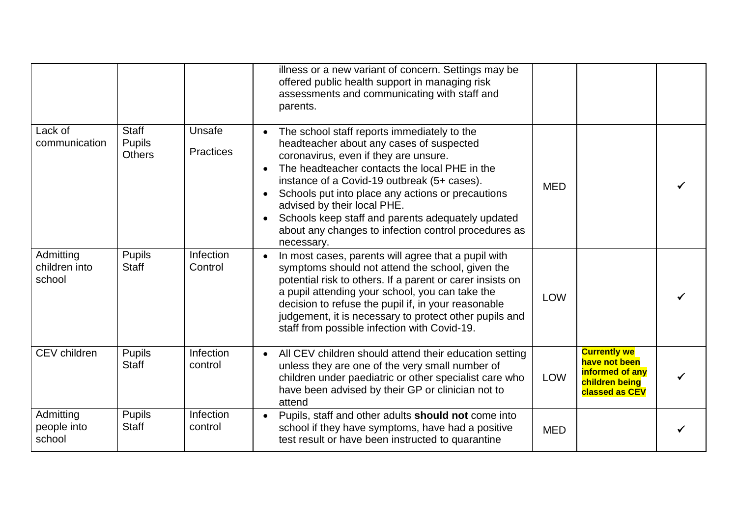| | | | | | | |
|---|---|---|---|---|---|---|
| | | | illness or a new variant of concern. Settings may be offered public health support in managing risk assessments and communicating with staff and parents. | | | |
| Lack of communication | Staff<br>Pupils<br>Others | Unsafe<br>Practices | • The school staff reports immediately to the headteacher about any cases of suspected coronavirus, even if they are unsure.<br>• The headteacher contacts the local PHE in the instance of a Covid-19 outbreak (5+ cases).<br>• Schools put into place any actions or precautions advised by their local PHE.<br>• Schools keep staff and parents adequately updated about any changes to infection control procedures as necessary. | MED | | ✓ |
| Admitting children into school | Pupils<br>Staff | Infection Control | • In most cases, parents will agree that a pupil with symptoms should not attend the school, given the potential risk to others. If a parent or carer insists on a pupil attending your school, you can take the decision to refuse the pupil if, in your reasonable judgement, it is necessary to protect other pupils and staff from possible infection with Covid-19. | LOW | | ✓ |
| CEV children | Pupils<br>Staff | Infection control | • All CEV children should attend their education setting unless they are one of the very small number of children under paediatric or other specialist care who have been advised by their GP or clinician not to attend | LOW | **Currently we have not been informed of any children being classed as CEV** | ✓ |
| Admitting people into school | Pupils<br>Staff | Infection control | • Pupils, staff and other adults **should not** come into school if they have symptoms, have had a positive test result or have been instructed to quarantine | MED | | ✓ |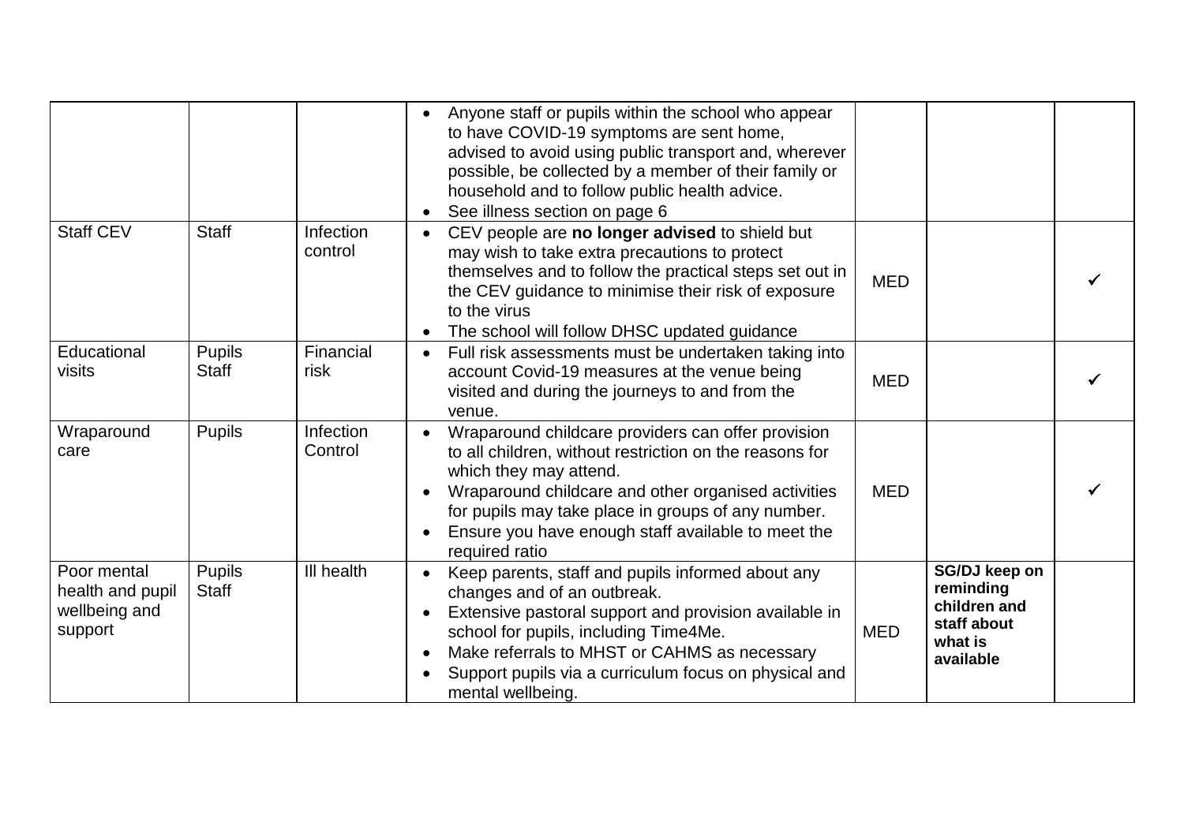| | | | | | | |
|---|---|---|---|---|---|---|
| | | | • Anyone staff or pupils within the school who appear to have COVID-19 symptoms are sent home, advised to avoid using public transport and, wherever possible, be collected by a member of their family or household and to follow public health advice.<br>• See illness section on page 6 | | | |
| Staff CEV | Staff | Infection control | • CEV people are **no longer advised** to shield but may wish to take extra precautions to protect themselves and to follow the practical steps set out in the CEV guidance to minimise their risk of exposure to the virus<br>• The school will follow DHSC updated guidance | MED | | ✓ |
| Educational visits | Pupils Staff | Financial risk | • Full risk assessments must be undertaken taking into account Covid-19 measures at the venue being visited and during the journeys to and from the venue. | MED | | ✓ |
| Wraparound care | Pupils | Infection Control | • Wraparound childcare providers can offer provision to all children, without restriction on the reasons for which they may attend.<br>• Wraparound childcare and other organised activities for pupils may take place in groups of any number.<br>• Ensure you have enough staff available to meet the required ratio | MED | | ✓ |
| Poor mental health and pupil wellbeing and support | Pupils Staff | Ill health | • Keep parents, staff and pupils informed about any changes and of an outbreak.<br>• Extensive pastoral support and provision available in school for pupils, including Time4Me.<br>• Make referrals to MHST or CAHMS as necessary<br>• Support pupils via a curriculum focus on physical and mental wellbeing. | MED | **SG/DJ keep on reminding children and staff about what is available** | |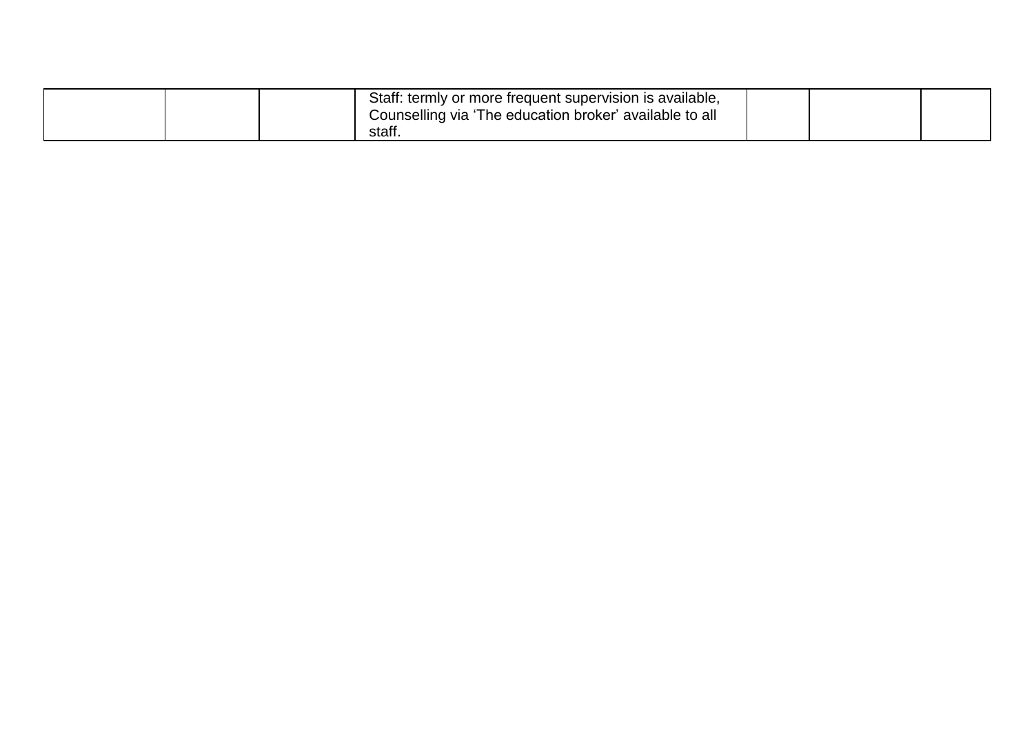| | | | | | | |
|---|---|---|---|---|---|---|
| | | | Staff: termly or more frequent supervision is available, Counselling via 'The education broker' available to all staff. | | | |